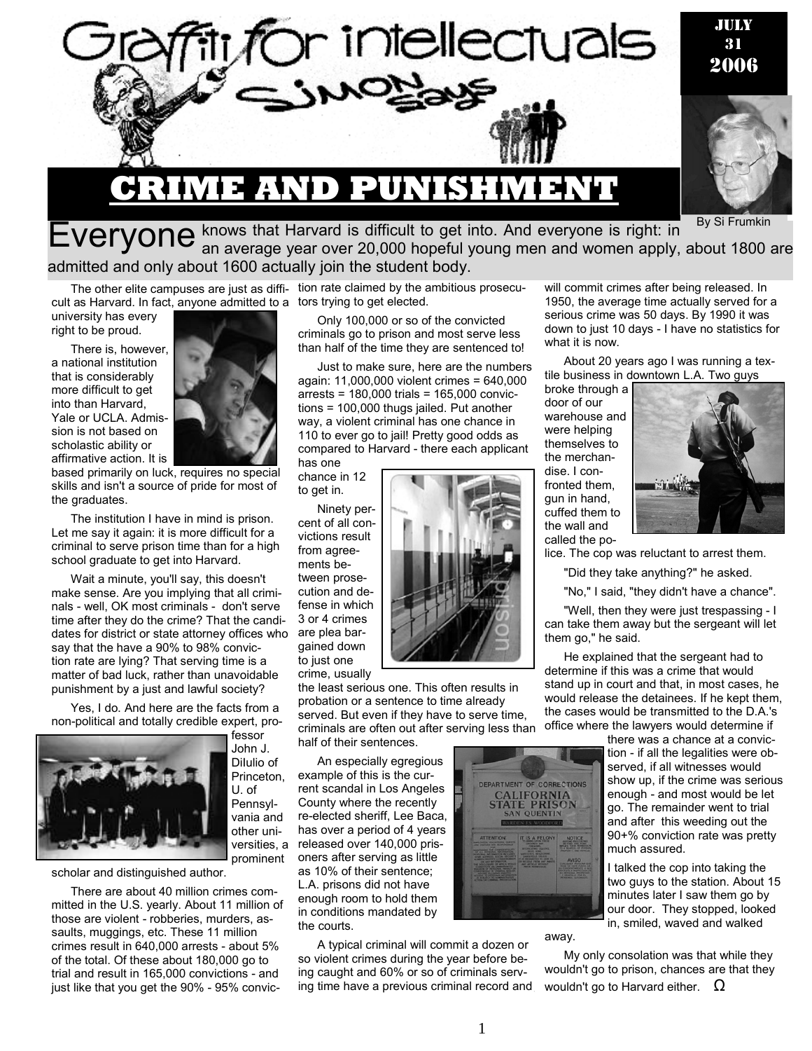# Graffiti for intellectuals

## Simon Says

JULY 31 2006

# CRIME AND PUNISHMENT

By Si Frumkin

**Everyone** knows that Harvard is difficult to get into. And everyone is right: in an average year over 20,000 hopeful young men and women apply, about 1800 are admitted and only about 1600 actually join the student body.

The other elite campuses are just as difficult as Harvard. In fact, anyone admitted to a university has every right to be proud.

There is, however, a national institution that is considerably more difficult to get into than Harvard, Yale or UCLA. Admission is not based on scholastic ability or affirmative action. It is based primarily on luck, requires no special skills and isn't a source of pride for most of the graduates.

The institution I have in mind is prison. Let me say it again: it is more difficult for a criminal to serve prison time than for a high school graduate to get into Harvard.

Wait a minute, you'll say, this doesn't make sense. Are you implying that all criminals - well, OK most criminals - don't serve time after they do the crime? That the candidates for district or state attorney offices who say that the have a 90% to 98% conviction rate are lying? That serving time is a matter of bad luck, rather than unavoidable punishment by a just and lawful society?

Yes, I do. And here are the facts from a non-political and totally credible expert, professor John J. Dilulio of Princeton, U. of Pennsylvania and other universities, a prominent scholar and distinguished author.

There are about 40 million crimes committed in the U.S. yearly. About 11 million of those are violent - robberies, murders, assaults, muggings, etc. These 11 million crimes result in 640,000 arrests - about 5% of the total. Of these about 180,000 go to trial and result in 165,000 convictions - and just like that you get the 90% - 95% conviction rate claimed by the ambitious prosecutors trying to get elected.

Only 100,000 or so of the convicted criminals go to prison and most serve less than half of the time they are sentenced to!

Just to make sure, here are the numbers again: 11,000,000 violent crimes = 640,000 arrests = 180,000 trials = 165,000 convictions = 100,000 thugs jailed. Put another way, a violent criminal has one chance in 110 to ever go to jail! Pretty good odds as compared to Harvard - there each applicant has one chance in 12 to get in.

Ninety percent of all convictions result from agreements between prosecution and defense in which 3 or 4 crimes are plea bargained down to just one crime, usually the least serious one. This often results in probation or a sentence to time already served. But even if they have to serve time, criminals are often out after serving less than half of their sentences.

An especially egregious example of this is the current scandal in Los Angeles County where the recently re-elected sheriff, Lee Baca, has over a period of 4 years released over 140,000 prisoners after serving as little as 10% of their sentence; L.A. prisons did not have enough room to hold them in conditions mandated by the courts.

A typical criminal will commit a dozen or so violent crimes during the year before being caught and 60% or so of criminals serving time have a previous criminal record and will commit crimes after being released. In 1950, the average time actually served for a serious crime was 50 days. By 1990 it was down to just 10 days - I have no statistics for what it is now.

About 20 years ago I was running a textile business in downtown L.A. Two guys broke through a door of our warehouse and were helping themselves to the merchandise. I confronted them, gun in hand, cuffed them to the wall and called the police. The cop was reluctant to arrest them.

"Did they take anything?" he asked.

"No," I said, "they didn't have a chance".

"Well, then they were just trespassing - I can take them away but the sergeant will let them go," he said.

He explained that the sergeant had to determine if this was a crime that would stand up in court and that, in most cases, he would release the detainees. If he kept them, the cases would be transmitted to the D.A.'s office where the lawyers would determine if there was a chance at a conviction - if all the legalities were observed, if all witnesses would show up, if the crime was serious enough - and most would be let go. The remainder went to trial and after this weeding out the 90+% conviction rate was pretty much assured.

I talked the cop into taking the two guys to the station. About 15 minutes later I saw them go by our door. They stopped, looked in, smiled, waved and walked away.

My only consolation was that while they wouldn't go to prison, chances are that they wouldn't go to Harvard either. Ω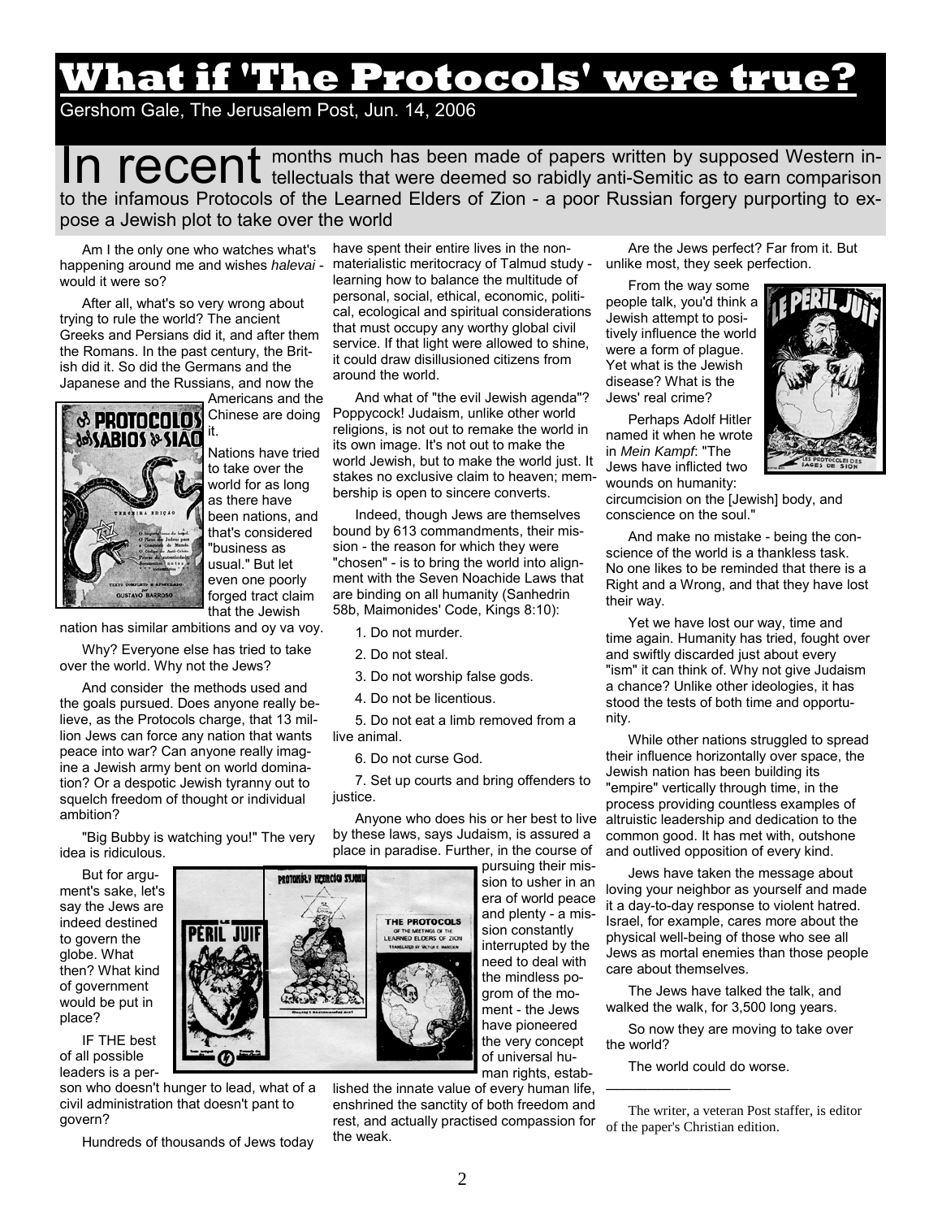# What if 'The Protocols' were true?

Gershom Gale, The Jerusalem Post, Jun. 14, 2006

**In recent** months much has been made of papers written by supposed Western intellectuals that were deemed so rabidly anti-Semitic as to earn comparison to the infamous Protocols of the Learned Elders of Zion - a poor Russian forgery purporting to expose a Jewish plot to take over the world

Am I the only one who watches what's happening around me and wishes *halevai* - would it were so?

After all, what's so very wrong about trying to rule the world? The ancient Greeks and Persians did it, and after them the Romans. In the past century, the British did it. So did the Germans and the Japanese and the Russians, and now the Americans and the Chinese are doing it.

Nations have tried to take over the world for as long as there have been nations, and that's considered "business as usual." But let even one poorly forged tract claim that the Jewish nation has similar ambitions and oy va voy.

Why? Everyone else has tried to take over the world. Why not the Jews?

And consider the methods used and the goals pursued. Does anyone really believe, as the Protocols charge, that 13 million Jews can force any nation that wants peace into war? Can anyone really imagine a Jewish army bent on world domination? Or a despotic Jewish tyranny out to squelch freedom of thought or individual ambition?

"Big Bubby is watching you!" The very idea is ridiculous.

But for argument's sake, let's say the Jews are indeed destined to govern the globe. What then? What kind of government would be put in place?

IF THE best of all possible leaders is a person who doesn't hunger to lead, what of a civil administration that doesn't pant to govern?

Hundreds of thousands of Jews today have spent their entire lives in the non-materialistic meritocracy of Talmud study - learning how to balance the multitude of personal, social, ethical, economic, political, ecological and spiritual considerations that must occupy any worthy global civil service. If that light were allowed to shine, it could draw disillusioned citizens from around the world.

And what of "the evil Jewish agenda"? Poppycock! Judaism, unlike other world religions, is not out to remake the world in its own image. It's not out to make the world Jewish, but to make the world just. It stakes no exclusive claim to heaven; membership is open to sincere converts.

Indeed, though Jews are themselves bound by 613 commandments, their mission - the reason for which they were "chosen" - is to bring the world into alignment with the Seven Noachide Laws that are binding on all humanity (Sanhedrin 58b, Maimonides' Code, Kings 8:10):

1. Do not murder.
2. Do not steal.
3. Do not worship false gods.
4. Do not be licentious.
5. Do not eat a limb removed from a live animal.
6. Do not curse God.
7. Set up courts and bring offenders to justice.

Anyone who does his or her best to live by these laws, says Judaism, is assured a place in paradise. Further, in the course of pursuing their mission to usher in an era of world peace and plenty - a mission constantly interrupted by the need to deal with the mindless pogrom of the moment - the Jews have pioneered the very concept of universal human rights, established the innate value of every human life, enshrined the sanctity of both freedom and rest, and actually practised compassion for the weak.

Are the Jews perfect? Far from it. But unlike most, they seek perfection.

From the way some people talk, you'd think a Jewish attempt to positively influence the world were a form of plague. Yet what is the Jewish disease? What is the Jews' real crime?

Perhaps Adolf Hitler named it when he wrote in *Mein Kampf*: "The Jews have inflicted two wounds on humanity: circumcision on the [Jewish] body, and conscience on the soul."

And make no mistake - being the conscience of the world is a thankless task. No one likes to be reminded that there is a Right and a Wrong, and that they have lost their way.

Yet we have lost our way, time and time again. Humanity has tried, fought over and swiftly discarded just about every "ism" it can think of. Why not give Judaism a chance? Unlike other ideologies, it has stood the tests of both time and opportunity.

While other nations struggled to spread their influence horizontally over space, the Jewish nation has been building its "empire" vertically through time, in the process providing countless examples of altruistic leadership and dedication to the common good. It has met with, outshone and outlived opposition of every kind.

Jews have taken the message about loving your neighbor as yourself and made it a day-to-day response to violent hatred. Israel, for example, cares more about the physical well-being of those who see all Jews as mortal enemies than those people care about themselves.

The Jews have talked the talk, and walked the walk, for 3,500 long years.

So now they are moving to take over the world?

The world could do worse.

---

The writer, a veteran Post staffer, is editor of the paper's Christian edition.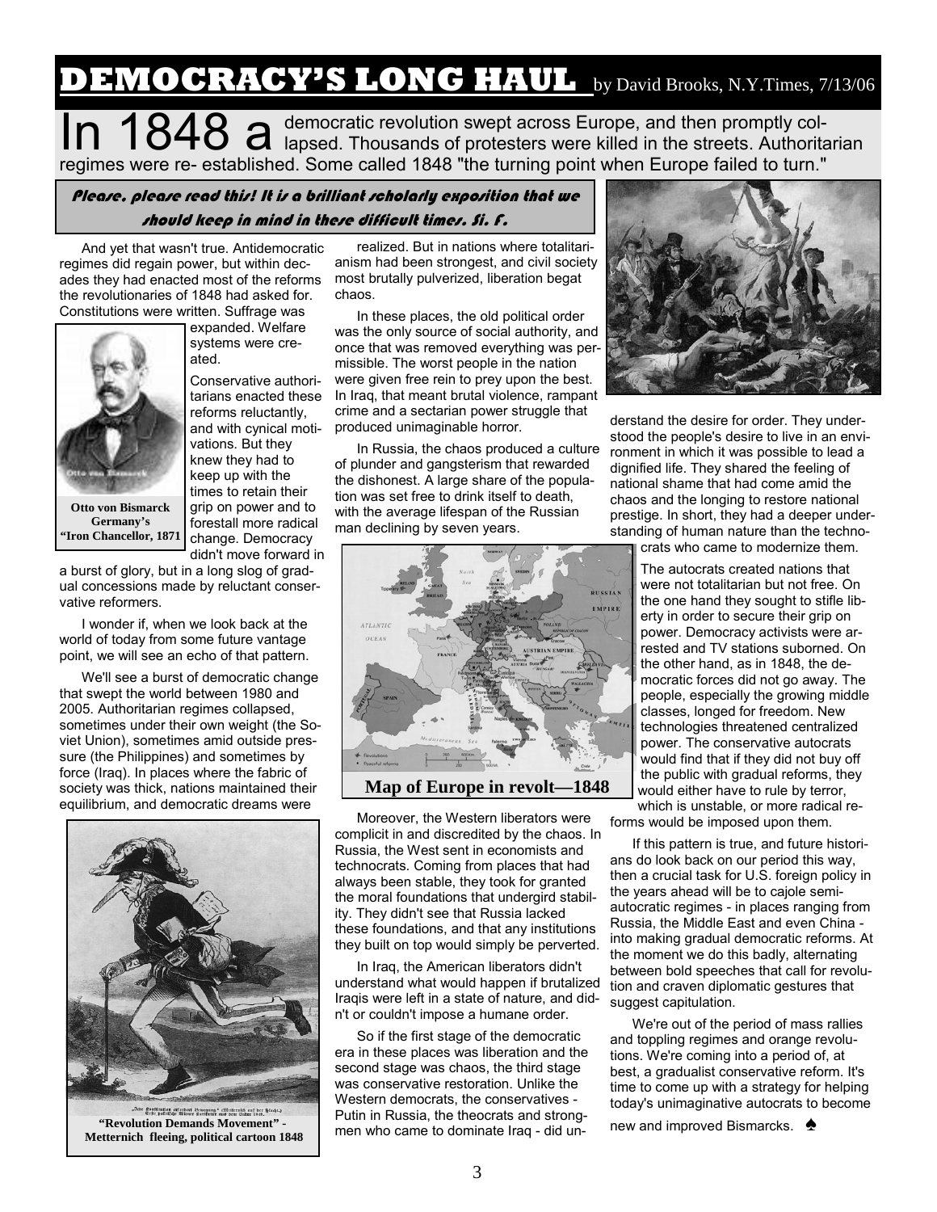# DEMOCRACY'S LONG HAUL by David Brooks, N.Y.Times, 7/13/06

In 1848 a democratic revolution swept across Europe, and then promptly collapsed. Thousands of protesters were killed in the streets. Authoritarian regimes were re- established. Some called 1848 "the turning point when Europe failed to turn."

*Please, please read this! It is a brilliant scholarly exposition that we should keep in mind in these difficult times. Si. F.*

And yet that wasn't true. Antidemocratic regimes did regain power, but within decades they had enacted most of the reforms the revolutionaries of 1848 had asked for. Constitutions were written. Suffrage was expanded. Welfare systems were created.

**Otto von Bismarck Germany's "Iron Chancellor, 1871**

Conservative authoritarians enacted these reforms reluctantly, and with cynical motivations. But they knew they had to keep up with the times to retain their grip on power and to forestall more radical change. Democracy didn't move forward in a burst of glory, but in a long slog of gradual concessions made by reluctant conservative reformers.

I wonder if, when we look back at the world of today from some future vantage point, we will see an echo of that pattern.

We'll see a burst of democratic change that swept the world between 1980 and 2005. Authoritarian regimes collapsed, sometimes under their own weight (the Soviet Union), sometimes amid outside pressure (the Philippines) and sometimes by force (Iraq). In places where the fabric of society was thick, nations maintained their equilibrium, and democratic dreams were realized. But in nations where totalitarianism had been strongest, and civil society most brutally pulverized, liberation begat chaos.

**"Revolution Demands Movement" - Metternich fleeing, political cartoon 1848**

In these places, the old political order was the only source of social authority, and once that was removed everything was permissible. The worst people in the nation were given free rein to prey upon the best. In Iraq, that meant brutal violence, rampant crime and a sectarian power struggle that produced unimaginable horror.

In Russia, the chaos produced a culture of plunder and gangsterism that rewarded the dishonest. A large share of the population was set free to drink itself to death, with the average lifespan of the Russian man declining by seven years.

**Map of Europe in revolt—1848**

Moreover, the Western liberators were complicit in and discredited by the chaos. In Russia, the West sent in economists and technocrats. Coming from places that had always been stable, they took for granted the moral foundations that undergird stability. They didn't see that Russia lacked these foundations, and that any institutions they built on top would simply be perverted.

In Iraq, the American liberators didn't understand what would happen if brutalized Iraqis were left in a state of nature, and didn't or couldn't impose a humane order.

So if the first stage of the democratic era in these places was liberation and the second stage was chaos, the third stage was conservative restoration. Unlike the Western democrats, the conservatives - Putin in Russia, the theocrats and strongmen who came to dominate Iraq - did understand the desire for order. They understood the people's desire to live in an environment in which it was possible to lead a dignified life. They shared the feeling of national shame that had come amid the chaos and the longing to restore national prestige. In short, they had a deeper understanding of human nature than the technocrats who came to modernize them.

The autocrats created nations that were not totalitarian but not free. On the one hand they sought to stifle liberty in order to secure their grip on power. Democracy activists were arrested and TV stations suborned. On the other hand, as in 1848, the democratic forces did not go away. The people, especially the growing middle classes, longed for freedom. New technologies threatened centralized power. The conservative autocrats would find that if they did not buy off the public with gradual reforms, they would either have to rule by terror, which is unstable, or more radical reforms would be imposed upon them.

If this pattern is true, and future historians do look back on our period this way, then a crucial task for U.S. foreign policy in the years ahead will be to cajole semi-autocratic regimes - in places ranging from Russia, the Middle East and even China - into making gradual democratic reforms. At the moment we do this badly, alternating between bold speeches that call for revolution and craven diplomatic gestures that suggest capitulation.

We're out of the period of mass rallies and toppling regimes and orange revolutions. We're coming into a period of, at best, a gradualist conservative reform. It's time to come up with a strategy for helping today's unimaginative autocrats to become new and improved Bismarcks. ♠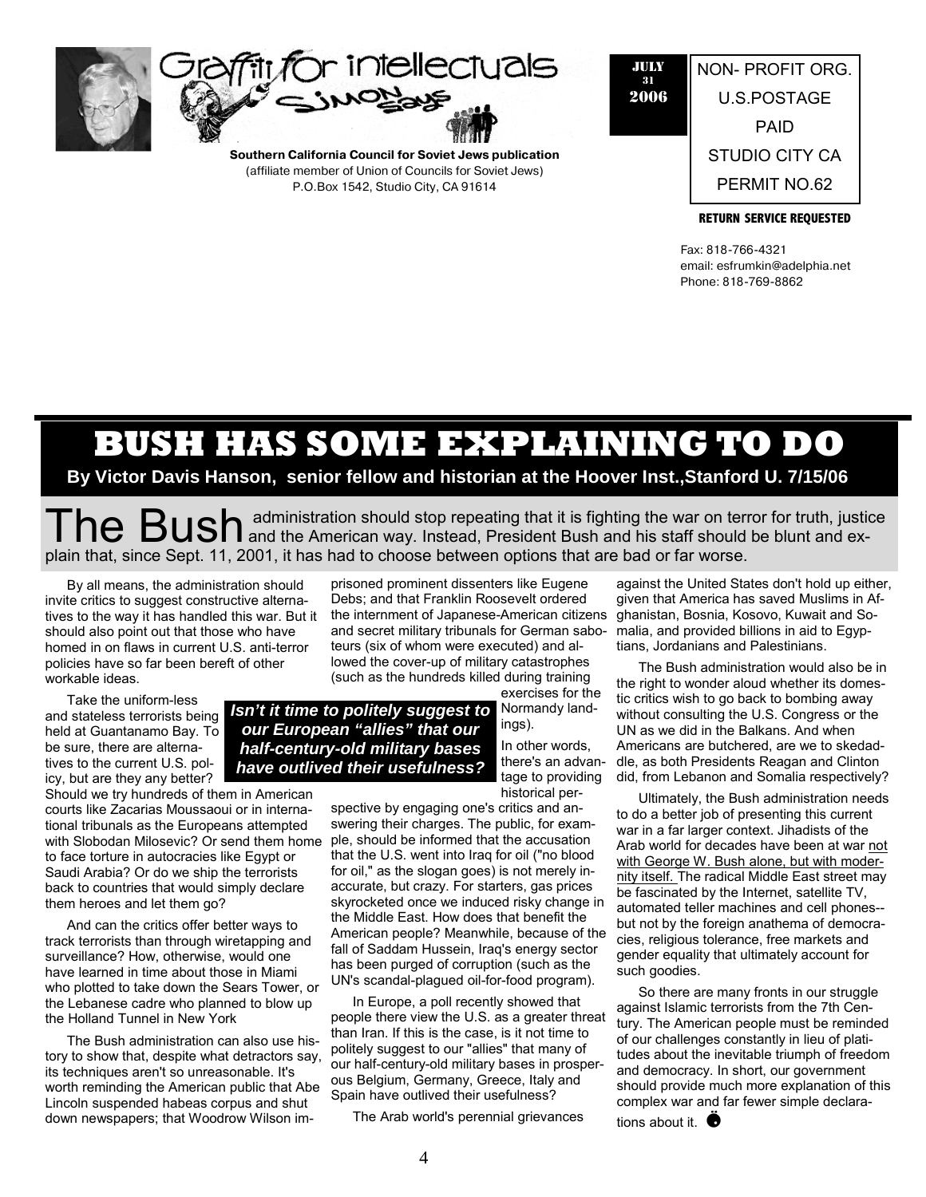Graffiti for intellectuals

Simon Says

**Southern California Council for Soviet Jews publication**
(affiliate member of Union of Councils for Soviet Jews)
P.O.Box 1542, Studio City, CA 91614

**JULY 31 2006**

NON- PROFIT ORG.
U.S.POSTAGE
PAID
STUDIO CITY CA
PERMIT NO.62

**RETURN SERVICE REQUESTED**

Fax: 818-766-4321
email: esfrumkin@adelphia.net
Phone: 818-769-8862

# BUSH HAS SOME EXPLAINING TO DO

**By Victor Davis Hanson, senior fellow and historian at the Hoover Inst.,Stanford U. 7/15/06**

The Bush administration should stop repeating that it is fighting the war on terror for truth, justice and the American way. Instead, President Bush and his staff should be blunt and explain that, since Sept. 11, 2001, it has had to choose between options that are bad or far worse.

By all means, the administration should invite critics to suggest constructive alternatives to the way it has handled this war. But it should also point out that those who have homed in on flaws in current U.S. anti-terror policies have so far been bereft of other workable ideas.

Take the uniform-less and stateless terrorists being held at Guantanamo Bay. To be sure, there are alternatives to the current U.S. policy, but are they any better? Should we try hundreds of them in American courts like Zacarias Moussaoui or in international tribunals as the Europeans attempted with Slobodan Milosevic? Or send them home to face torture in autocracies like Egypt or Saudi Arabia? Or do we ship the terrorists back to countries that would simply declare them heroes and let them go?

And can the critics offer better ways to track terrorists than through wiretapping and surveillance? How, otherwise, would one have learned in time about those in Miami who plotted to take down the Sears Tower, or the Lebanese cadre who planned to blow up the Holland Tunnel in New York

The Bush administration can also use history to show that, despite what detractors say, its techniques aren't so unreasonable. It's worth reminding the American public that Abe Lincoln suspended habeas corpus and shut down newspapers; that Woodrow Wilson imprisoned prominent dissenters like Eugene Debs; and that Franklin Roosevelt ordered the internment of Japanese-American citizens and secret military tribunals for German saboteurs (six of whom were executed) and allowed the cover-up of military catastrophes (such as the hundreds killed during training exercises for the Normandy landings).

***Isn't it time to politely suggest to our European "allies" that our half-century-old military bases have outlived their usefulness?***

In other words, there's an advantage to providing historical perspective by engaging one's critics and answering their charges. The public, for example, should be informed that the accusation that the U.S. went into Iraq for oil ("no blood for oil," as the slogan goes) is not merely inaccurate, but crazy. For starters, gas prices skyrocketed once we induced risky change in the Middle East. How does that benefit the American people? Meanwhile, because of the fall of Saddam Hussein, Iraq's energy sector has been purged of corruption (such as the UN's scandal-plagued oil-for-food program).

In Europe, a poll recently showed that people there view the U.S. as a greater threat than Iran. If this is the case, is it not time to politely suggest to our "allies" that many of our half-century-old military bases in prosperous Belgium, Germany, Greece, Italy and Spain have outlived their usefulness?

The Arab world's perennial grievances against the United States don't hold up either, given that America has saved Muslims in Afghanistan, Bosnia, Kosovo, Kuwait and Somalia, and provided billions in aid to Egyptians, Jordanians and Palestinians.

The Bush administration would also be in the right to wonder aloud whether its domestic critics wish to go back to bombing away without consulting the U.S. Congress or the UN as we did in the Balkans. And when Americans are butchered, are we to skedaddle, as both Presidents Reagan and Clinton did, from Lebanon and Somalia respectively?

Ultimately, the Bush administration needs to do a better job of presenting this current war in a far larger context. Jihadists of the Arab world for decades have been at war not with George W. Bush alone, but with modernity itself. The radical Middle East street may be fascinated by the Internet, satellite TV, automated teller machines and cell phones--but not by the foreign anathema of democracies, religious tolerance, free markets and gender equality that ultimately account for such goodies.

So there are many fronts in our struggle against Islamic terrorists from the 7th Century. The American people must be reminded of our challenges constantly in lieu of platitudes about the inevitable triumph of freedom and democracy. In short, our government should provide much more explanation of this complex war and far fewer simple declarations about it.